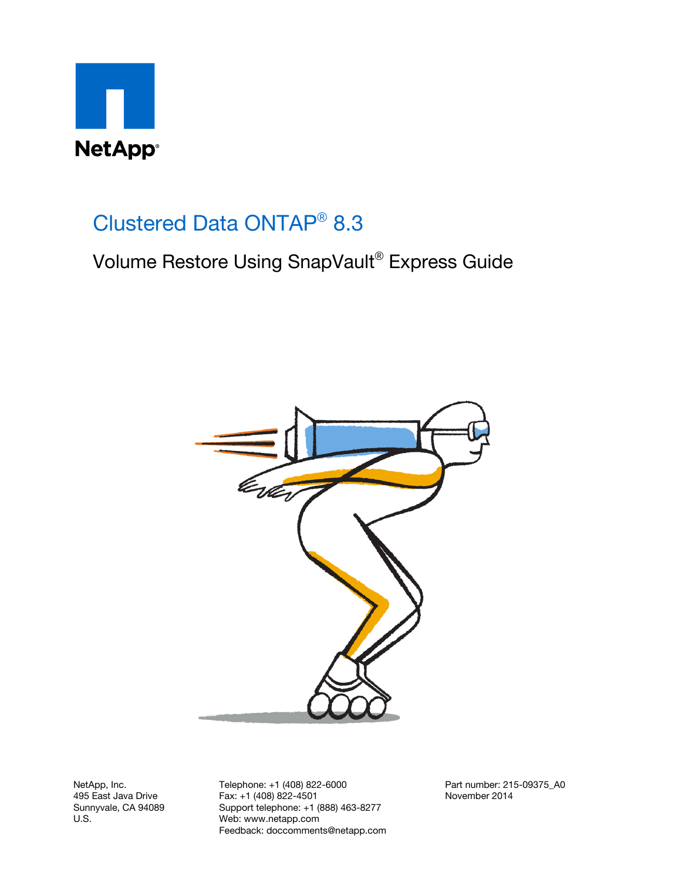NetApp®

# Clustered Data ONTAP® 8.3

## Volume Restore Using SnapVault® Express Guide

NetApp, Inc.
495 East Java Drive
Sunnyvale, CA 94089
U.S.

Telephone: +1 (408) 822-6000
Fax: +1 (408) 822-4501
Support telephone: +1 (888) 463-8277
Web: www.netapp.com
Feedback: doccomments@netapp.com

Part number: 215-09375_A0
November 2014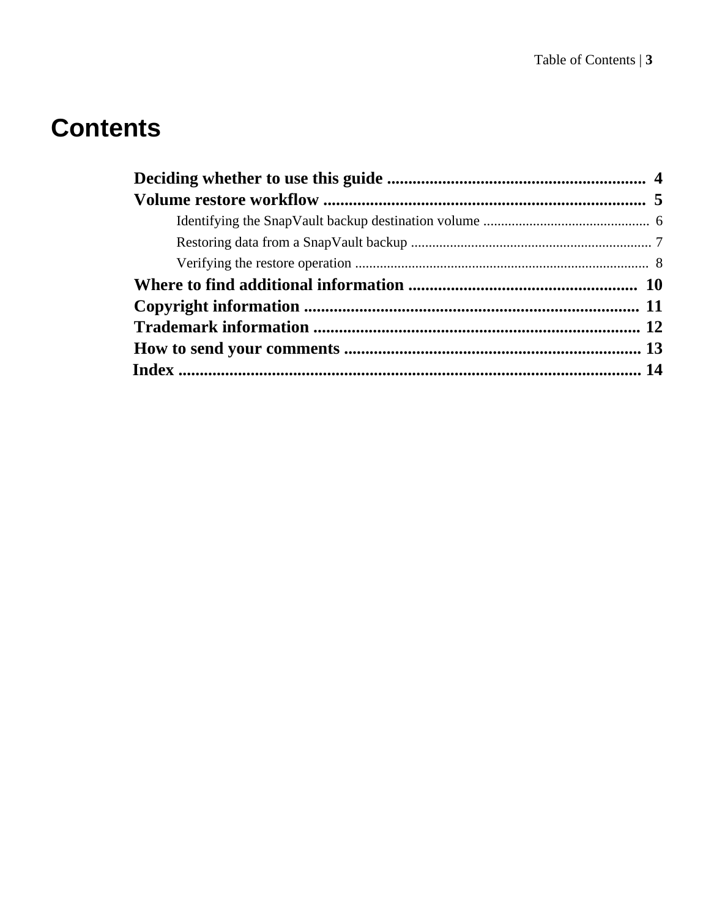# Contents

**Deciding whether to use this guide** .................................................................. 4

**Volume restore workflow** .................................................................................. 5

- Identifying the SnapVault backup destination volume ............................................... 6
- Restoring data from a SnapVault backup .................................................................... 7
- Verifying the restore operation ................................................................................... 8

**Where to find additional information** ...................................................... 10

**Copyright information** ................................................................................ 11

**Trademark information** .............................................................................. 12

**How to send your comments** ....................................................................... 13

**Index** ............................................................................................................. 14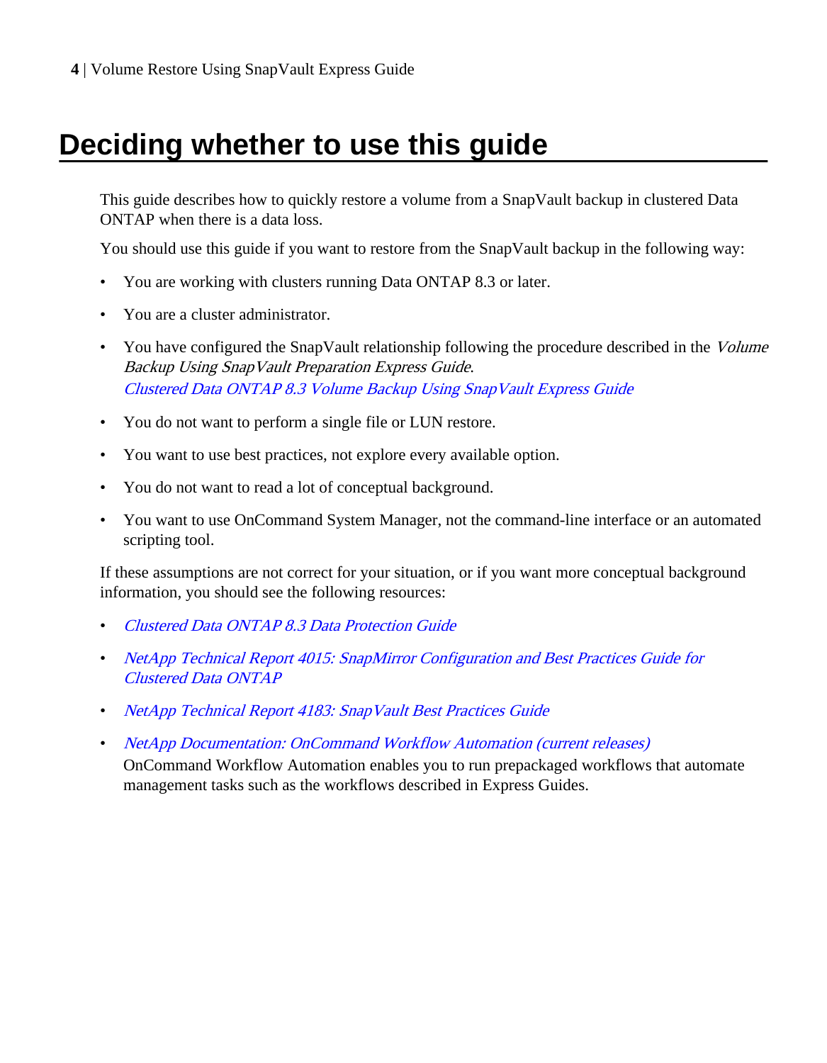# Deciding whether to use this guide

This guide describes how to quickly restore a volume from a SnapVault backup in clustered Data ONTAP when there is a data loss.

You should use this guide if you want to restore from the SnapVault backup in the following way:

- You are working with clusters running Data ONTAP 8.3 or later.
- You are a cluster administrator.
- You have configured the SnapVault relationship following the procedure described in the *Volume Backup Using SnapVault Preparation Express Guide*.
  *Clustered Data ONTAP 8.3 Volume Backup Using SnapVault Express Guide*
- You do not want to perform a single file or LUN restore.
- You want to use best practices, not explore every available option.
- You do not want to read a lot of conceptual background.
- You want to use OnCommand System Manager, not the command-line interface or an automated scripting tool.

If these assumptions are not correct for your situation, or if you want more conceptual background information, you should see the following resources:

- *Clustered Data ONTAP 8.3 Data Protection Guide*
- *NetApp Technical Report 4015: SnapMirror Configuration and Best Practices Guide for Clustered Data ONTAP*
- *NetApp Technical Report 4183: SnapVault Best Practices Guide*
- *NetApp Documentation: OnCommand Workflow Automation (current releases)*
  OnCommand Workflow Automation enables you to run prepackaged workflows that automate management tasks such as the workflows described in Express Guides.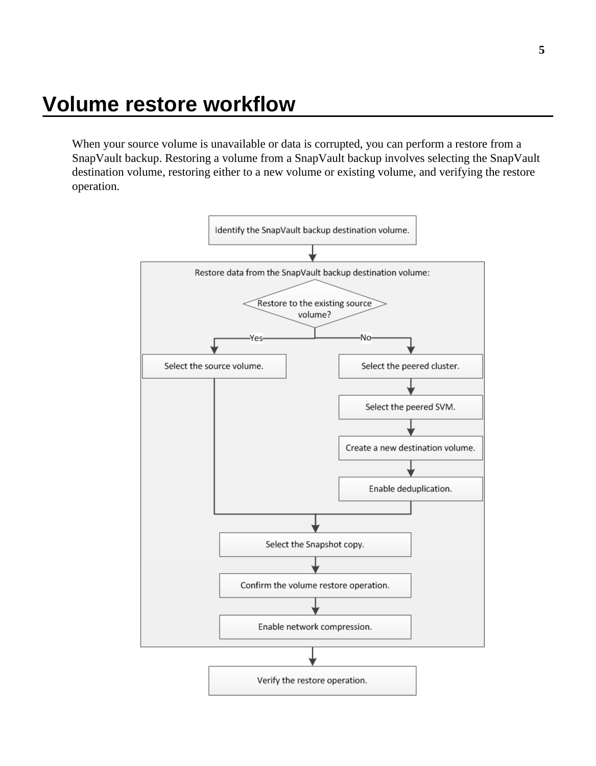# Volume restore workflow

When your source volume is unavailable or data is corrupted, you can perform a restore from a SnapVault backup. Restoring a volume from a SnapVault backup involves selecting the SnapVault destination volume, restoring either to a new volume or existing volume, and verifying the restore operation.

Identify the SnapVault backup destination volume.

Restore data from the SnapVault backup destination volume:

Restore to the existing source volume?

Yes

No

Select the source volume.

Select the peered cluster.

Select the peered SVM.

Create a new destination volume.

Enable deduplication.

Select the Snapshot copy.

Confirm the volume restore operation.

Enable network compression.

Verify the restore operation.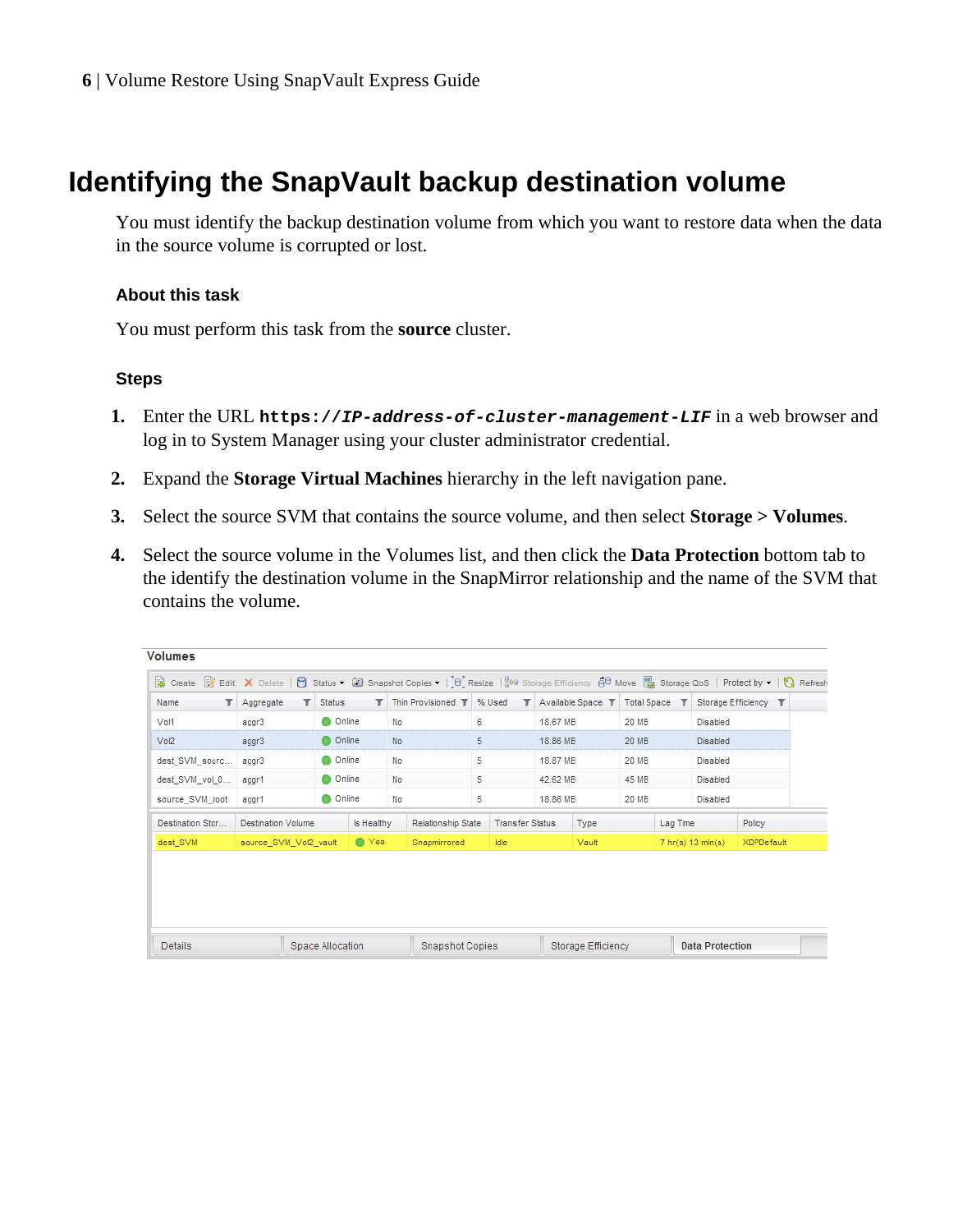# Identifying the SnapVault backup destination volume

You must identify the backup destination volume from which you want to restore data when the data in the source volume is corrupted or lost.

### About this task

You must perform this task from the **source** cluster.

### Steps

1. Enter the URL `https://IP-address-of-cluster-management-LIF` in a web browser and log in to System Manager using your cluster administrator credential.

2. Expand the **Storage Virtual Machines** hierarchy in the left navigation pane.

3. Select the source SVM that contains the source volume, and then select **Storage > Volumes**.

4. Select the source volume in the Volumes list, and then click the **Data Protection** bottom tab to the identify the destination volume in the SnapMirror relationship and the name of the SVM that contains the volume.

Volumes

Create | Edit | Delete | Status | Snapshot Copies | Resize | Storage Efficiency | Move | Storage QoS | Protect by | Refresh

| Name | Aggregate | Status | Thin Provisioned | % Used | Available Space | Total Space | Storage Efficiency |
|---|---|---|---|---|---|---|---|
| Vol1 | aggr3 | Online | No | 6 | 18.67 MB | 20 MB | Disabled |
| Vol2 | aggr3 | Online | No | 5 | 18.86 MB | 20 MB | Disabled |
| dest_SVM_sourc... | aggr3 | Online | No | 5 | 18.87 MB | 20 MB | Disabled |
| dest_SVM_vol_0... | aggr1 | Online | No | 5 | 42.62 MB | 45 MB | Disabled |
| source_SVM_root | aggr1 | Online | No | 5 | 18.86 MB | 20 MB | Disabled |

| Destination Stor... | Destination Volume | Is Healthy | Relationship State | Transfer Status | Type | Lag Time | Policy |
|---|---|---|---|---|---|---|---|
| dest_SVM | source_SVM_Vol2_vault | Yes | Snapmirrored | Idle | Vault | 7 hr(s) 13 min(s) | XDPDefault |

Details | Space Allocation | Snapshot Copies | Storage Efficiency | Data Protection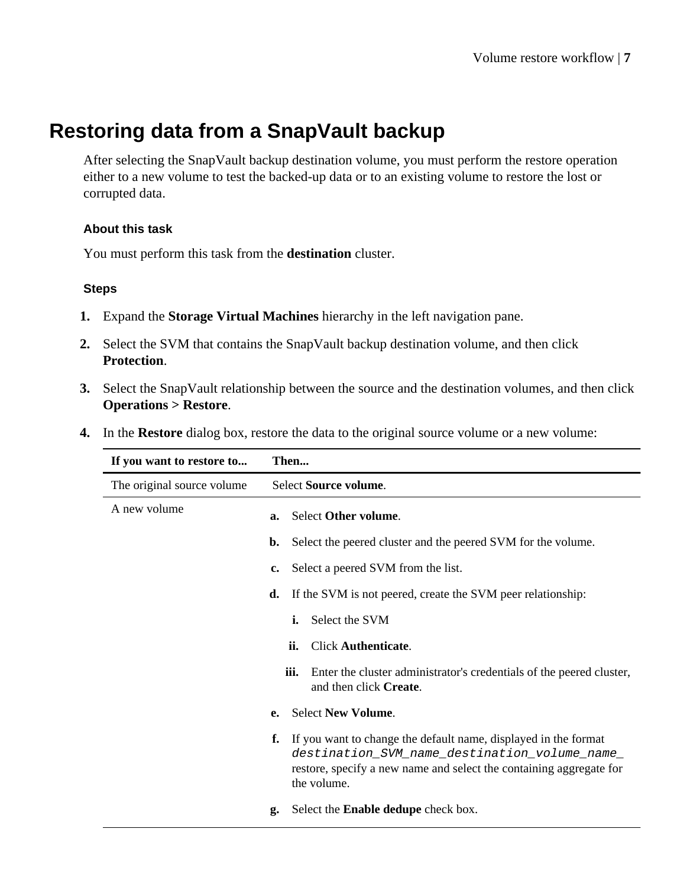# Restoring data from a SnapVault backup

After selecting the SnapVault backup destination volume, you must perform the restore operation either to a new volume to test the backed-up data or to an existing volume to restore the lost or corrupted data.

### About this task

You must perform this task from the **destination** cluster.

### Steps

1. Expand the **Storage Virtual Machines** hierarchy in the left navigation pane.
2. Select the SVM that contains the SnapVault backup destination volume, and then click **Protection**.
3. Select the SnapVault relationship between the source and the destination volumes, and then click **Operations > Restore**.
4. In the **Restore** dialog box, restore the data to the original source volume or a new volume:

| If you want to restore to... | Then... |
|---|---|
| The original source volume | Select **Source volume**. |
| A new volume | **a.** Select **Other volume**. <br> **b.** Select the peered cluster and the peered SVM for the volume. <br> **c.** Select a peered SVM from the list. <br> **d.** If the SVM is not peered, create the SVM peer relationship: <br> **i.** Select the SVM <br> **ii.** Click **Authenticate**. <br> **iii.** Enter the cluster administrator's credentials of the peered cluster, and then click **Create**. <br> **e.** Select **New Volume**. <br> **f.** If you want to change the default name, displayed in the format `destination_SVM_name_destination_volume_name_` restore, specify a new name and select the containing aggregate for the volume. <br> **g.** Select the **Enable dedupe** check box. |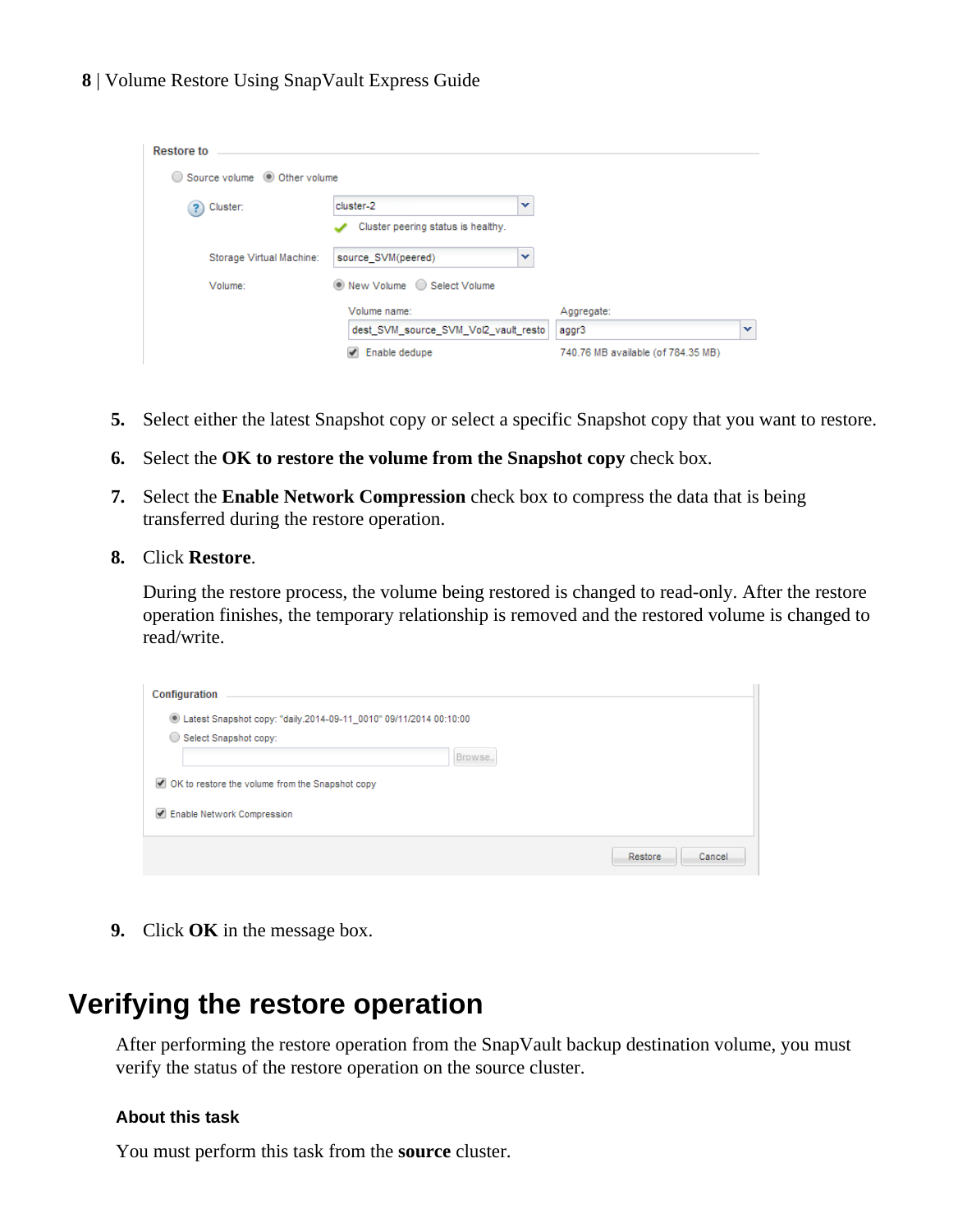5. Select either the latest Snapshot copy or select a specific Snapshot copy that you want to restore.
6. Select the **OK to restore the volume from the Snapshot copy** check box.
7. Select the **Enable Network Compression** check box to compress the data that is being transferred during the restore operation.
8. Click **Restore**.

   During the restore process, the volume being restored is changed to read-only. After the restore operation finishes, the temporary relationship is removed and the restored volume is changed to read/write.

9. Click **OK** in the message box.

## Verifying the restore operation

After performing the restore operation from the SnapVault backup destination volume, you must verify the status of the restore operation on the source cluster.

### About this task

You must perform this task from the **source** cluster.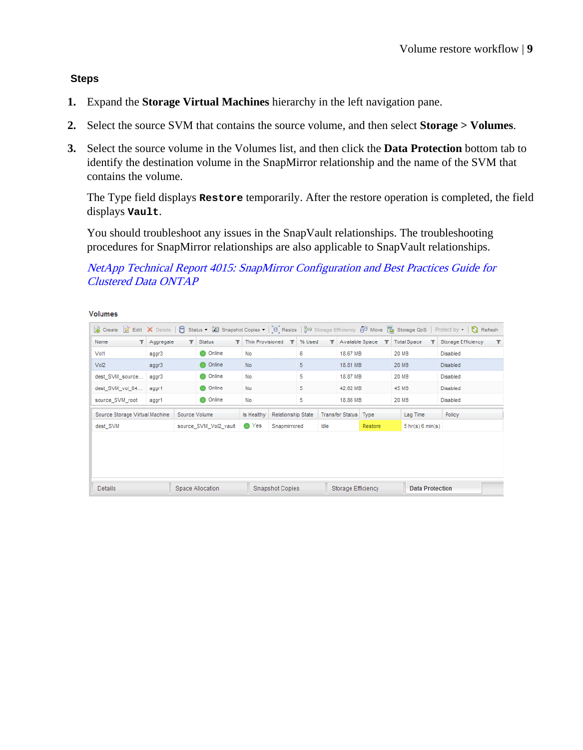### Steps

1. Expand the **Storage Virtual Machines** hierarchy in the left navigation pane.
2. Select the source SVM that contains the source volume, and then select **Storage > Volumes**.
3. Select the source volume in the Volumes list, and then click the **Data Protection** bottom tab to identify the destination volume in the SnapMirror relationship and the name of the SVM that contains the volume.

   The Type field displays `Restore` temporarily. After the restore operation is completed, the field displays `Vault`.

   You should troubleshoot any issues in the SnapVault relationships. The troubleshooting procedures for SnapMirror relationships are also applicable to SnapVault relationships.

   *NetApp Technical Report 4015: SnapMirror Configuration and Best Practices Guide for Clustered Data ONTAP*

**Volumes**

| Name | Aggregate | Status | Thin Provisioned | % Used | Available Space | Total Space | Storage Efficiency |
|---|---|---|---|---|---|---|---|
| Vol1 | aggr3 | Online | No | 6 | 18.67 MB | 20 MB | Disabled |
| Vol2 | aggr3 | Online | No | 5 | 18.81 MB | 20 MB | Disabled |
| dest_SVM_source... | aggr3 | Online | No | 5 | 18.87 MB | 20 MB | Disabled |
| dest_SVM_vol_04... | aggr1 | Online | No | 5 | 42.02 MB | 45 MB | Disabled |
| source_SVM_root | aggr1 | Online | No | 5 | 18.86 MB | 20 MB | Disabled |

| Source Storage Virtual Machine | Source Volume | Is Healthy | Relationship State | Transfer Status | Type | Lag Time | Policy |
|---|---|---|---|---|---|---|---|
| dest_SVM | source_SVM_Vol2_vault | Yes | Snapmirrored | Idle | Restore | 5 hr(s) 6 min(s) | |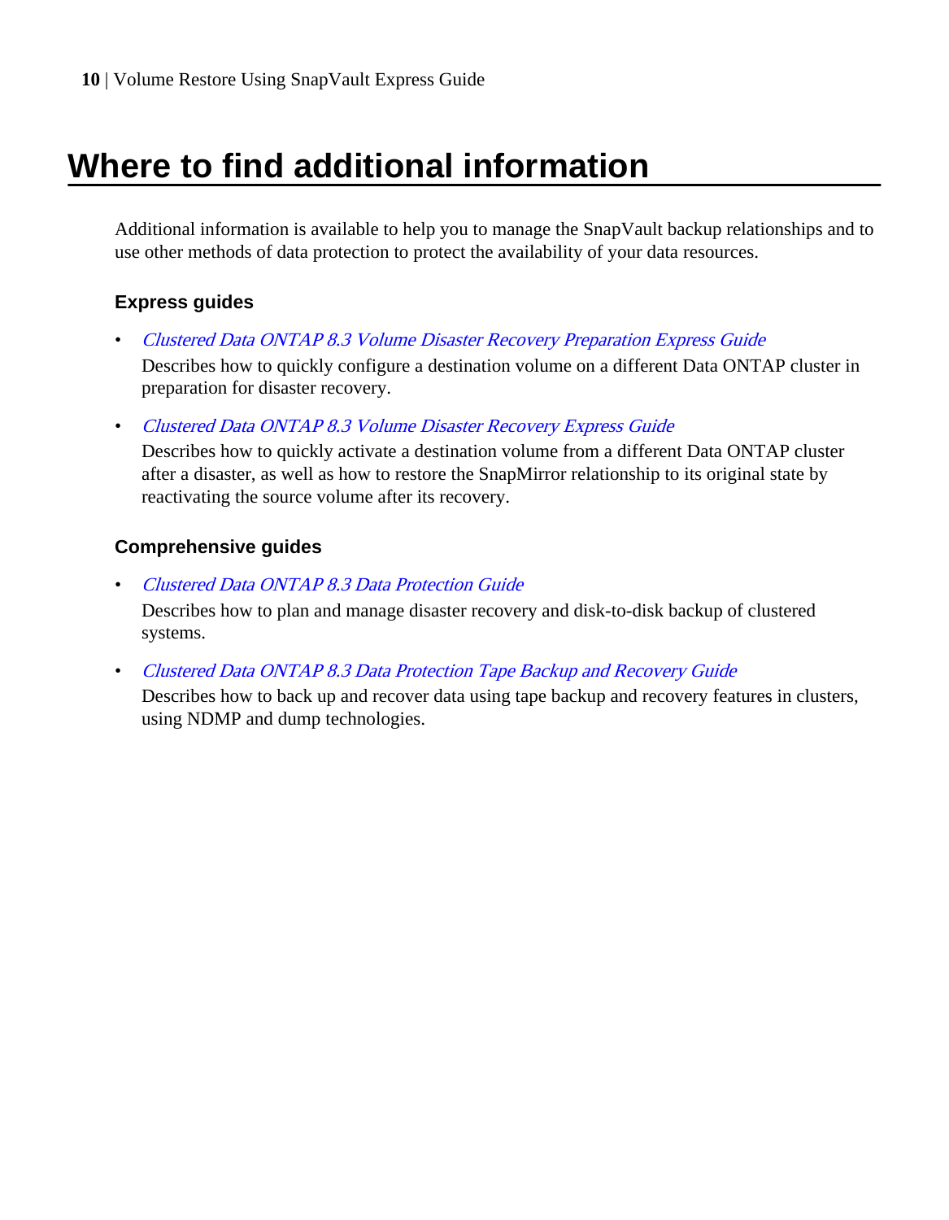# Where to find additional information

Additional information is available to help you to manage the SnapVault backup relationships and to use other methods of data protection to protect the availability of your data resources.

### Express guides

- *Clustered Data ONTAP 8.3 Volume Disaster Recovery Preparation Express Guide*
  Describes how to quickly configure a destination volume on a different Data ONTAP cluster in preparation for disaster recovery.
- *Clustered Data ONTAP 8.3 Volume Disaster Recovery Express Guide*
  Describes how to quickly activate a destination volume from a different Data ONTAP cluster after a disaster, as well as how to restore the SnapMirror relationship to its original state by reactivating the source volume after its recovery.

### Comprehensive guides

- *Clustered Data ONTAP 8.3 Data Protection Guide*
  Describes how to plan and manage disaster recovery and disk-to-disk backup of clustered systems.
- *Clustered Data ONTAP 8.3 Data Protection Tape Backup and Recovery Guide*
  Describes how to back up and recover data using tape backup and recovery features in clusters, using NDMP and dump technologies.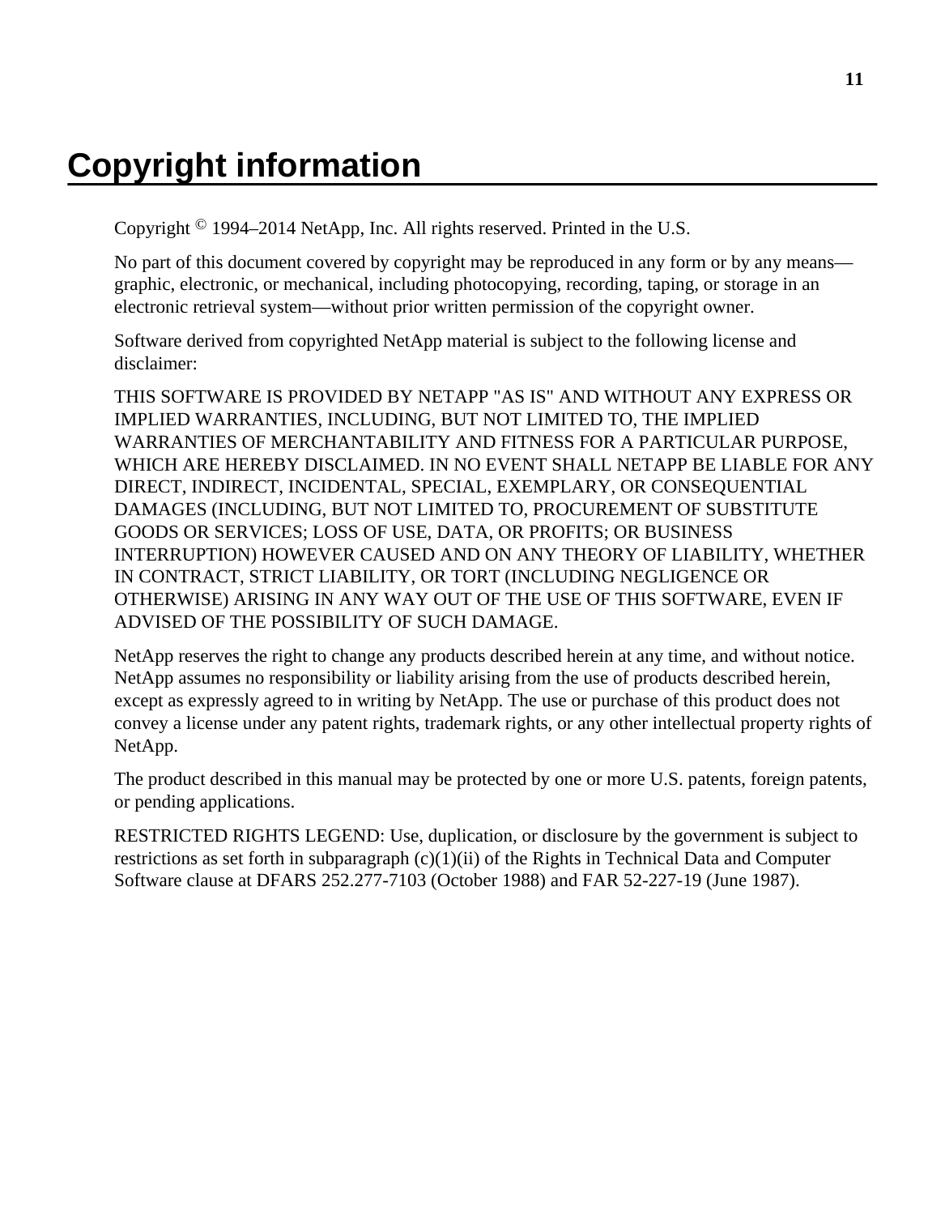# Copyright information

Copyright © 1994–2014 NetApp, Inc. All rights reserved. Printed in the U.S.

No part of this document covered by copyright may be reproduced in any form or by any means—graphic, electronic, or mechanical, including photocopying, recording, taping, or storage in an electronic retrieval system—without prior written permission of the copyright owner.

Software derived from copyrighted NetApp material is subject to the following license and disclaimer:

THIS SOFTWARE IS PROVIDED BY NETAPP "AS IS" AND WITHOUT ANY EXPRESS OR IMPLIED WARRANTIES, INCLUDING, BUT NOT LIMITED TO, THE IMPLIED WARRANTIES OF MERCHANTABILITY AND FITNESS FOR A PARTICULAR PURPOSE, WHICH ARE HEREBY DISCLAIMED. IN NO EVENT SHALL NETAPP BE LIABLE FOR ANY DIRECT, INDIRECT, INCIDENTAL, SPECIAL, EXEMPLARY, OR CONSEQUENTIAL DAMAGES (INCLUDING, BUT NOT LIMITED TO, PROCUREMENT OF SUBSTITUTE GOODS OR SERVICES; LOSS OF USE, DATA, OR PROFITS; OR BUSINESS INTERRUPTION) HOWEVER CAUSED AND ON ANY THEORY OF LIABILITY, WHETHER IN CONTRACT, STRICT LIABILITY, OR TORT (INCLUDING NEGLIGENCE OR OTHERWISE) ARISING IN ANY WAY OUT OF THE USE OF THIS SOFTWARE, EVEN IF ADVISED OF THE POSSIBILITY OF SUCH DAMAGE.

NetApp reserves the right to change any products described herein at any time, and without notice. NetApp assumes no responsibility or liability arising from the use of products described herein, except as expressly agreed to in writing by NetApp. The use or purchase of this product does not convey a license under any patent rights, trademark rights, or any other intellectual property rights of NetApp.

The product described in this manual may be protected by one or more U.S. patents, foreign patents, or pending applications.

RESTRICTED RIGHTS LEGEND: Use, duplication, or disclosure by the government is subject to restrictions as set forth in subparagraph (c)(1)(ii) of the Rights in Technical Data and Computer Software clause at DFARS 252.277-7103 (October 1988) and FAR 52-227-19 (June 1987).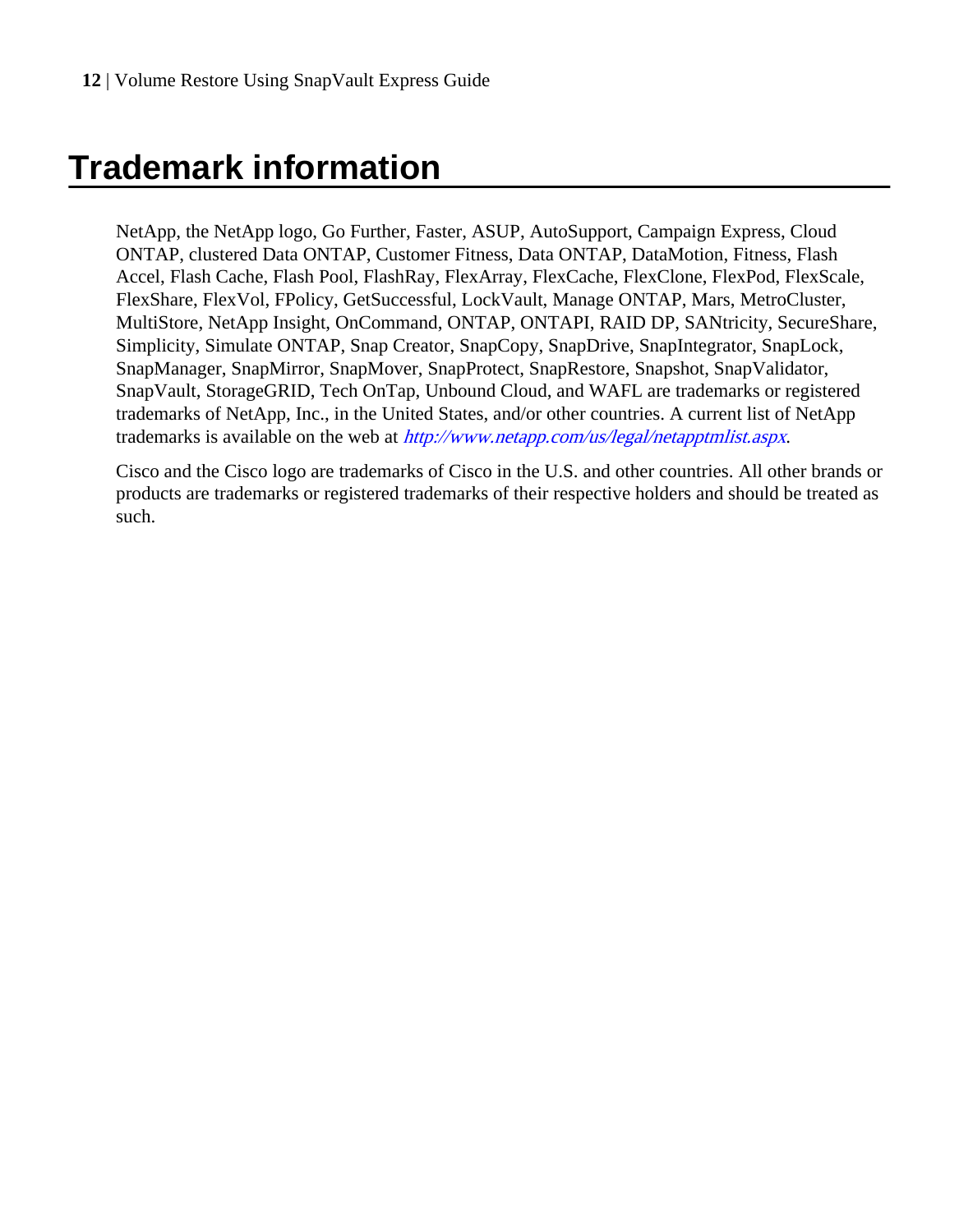# Trademark information

NetApp, the NetApp logo, Go Further, Faster, ASUP, AutoSupport, Campaign Express, Cloud ONTAP, clustered Data ONTAP, Customer Fitness, Data ONTAP, DataMotion, Fitness, Flash Accel, Flash Cache, Flash Pool, FlashRay, FlexArray, FlexCache, FlexClone, FlexPod, FlexScale, FlexShare, FlexVol, FPolicy, GetSuccessful, LockVault, Manage ONTAP, Mars, MetroCluster, MultiStore, NetApp Insight, OnCommand, ONTAP, ONTAPI, RAID DP, SANtricity, SecureShare, Simplicity, Simulate ONTAP, Snap Creator, SnapCopy, SnapDrive, SnapIntegrator, SnapLock, SnapManager, SnapMirror, SnapMover, SnapProtect, SnapRestore, Snapshot, SnapValidator, SnapVault, StorageGRID, Tech OnTap, Unbound Cloud, and WAFL are trademarks or registered trademarks of NetApp, Inc., in the United States, and/or other countries. A current list of NetApp trademarks is available on the web at *http://www.netapp.com/us/legal/netapptmlist.aspx*.

Cisco and the Cisco logo are trademarks of Cisco in the U.S. and other countries. All other brands or products are trademarks or registered trademarks of their respective holders and should be treated as such.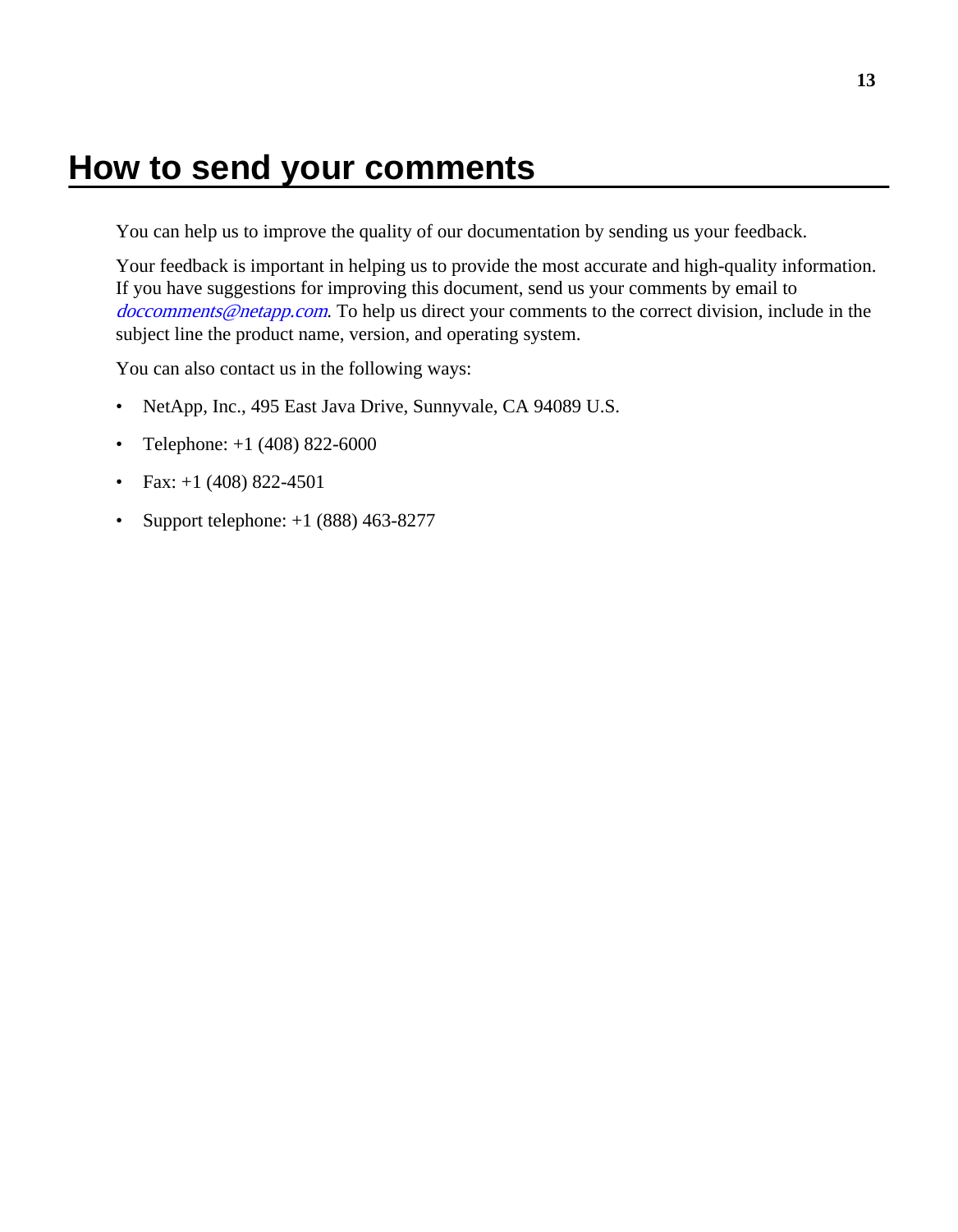# How to send your comments

You can help us to improve the quality of our documentation by sending us your feedback.

Your feedback is important in helping us to provide the most accurate and high-quality information. If you have suggestions for improving this document, send us your comments by email to *doccomments@netapp.com*. To help us direct your comments to the correct division, include in the subject line the product name, version, and operating system.

You can also contact us in the following ways:

- NetApp, Inc., 495 East Java Drive, Sunnyvale, CA 94089 U.S.
- Telephone: +1 (408) 822-6000
- Fax: +1 (408) 822-4501
- Support telephone: +1 (888) 463-8277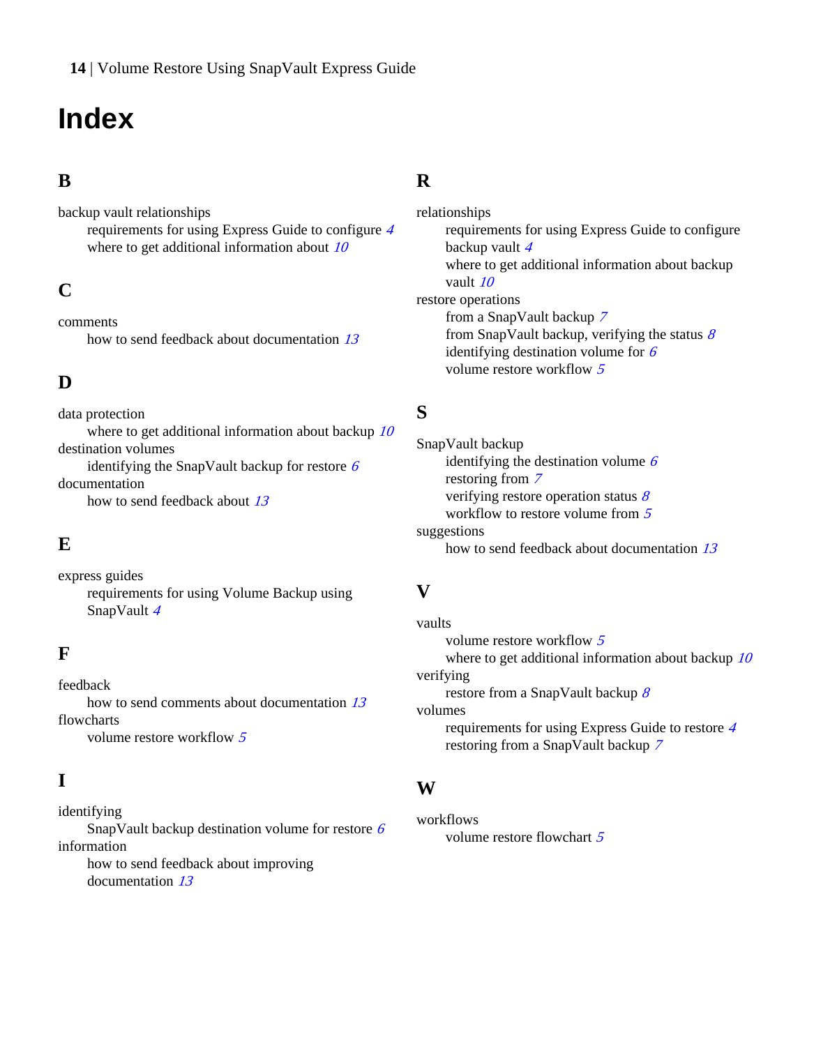# Index

## B

backup vault relationships
- requirements for using Express Guide to configure *4*
- where to get additional information about *10*

## C

comments
- how to send feedback about documentation *13*

## D

data protection
- where to get additional information about backup *10*

destination volumes
- identifying the SnapVault backup for restore *6*

documentation
- how to send feedback about *13*

## E

express guides
- requirements for using Volume Backup using SnapVault *4*

## F

feedback
- how to send comments about documentation *13*

flowcharts
- volume restore workflow *5*

## I

identifying
- SnapVault backup destination volume for restore *6*

information
- how to send feedback about improving documentation *13*

## R

relationships
- requirements for using Express Guide to configure backup vault *4*
- where to get additional information about backup vault *10*

restore operations
- from a SnapVault backup *7*
- from SnapVault backup, verifying the status *8*
- identifying destination volume for *6*
- volume restore workflow *5*

## S

SnapVault backup
- identifying the destination volume *6*
- restoring from *7*
- verifying restore operation status *8*
- workflow to restore volume from *5*

suggestions
- how to send feedback about documentation *13*

## V

vaults
- volume restore workflow *5*
- where to get additional information about backup *10*

verifying
- restore from a SnapVault backup *8*

volumes
- requirements for using Express Guide to restore *4*
- restoring from a SnapVault backup *7*

## W

workflows
- volume restore flowchart *5*